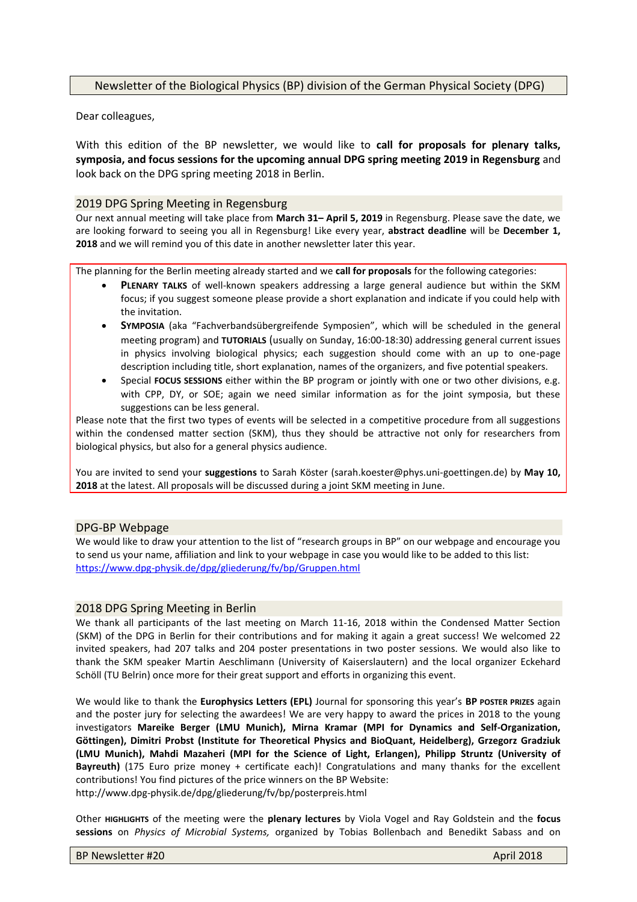# Newsletter of the Biological Physics (BP) division of the German Physical Society (DPG)

Dear colleagues,

With this edition of the BP newsletter, we would like to **call for proposals for plenary talks, symposia, and focus sessions for the upcoming annual DPG spring meeting 2019 in Regensburg** and look back on the DPG spring meeting 2018 in Berlin.

## 2019 DPG Spring Meeting in Regensburg

Our next annual meeting will take place from **March 31– April 5, 2019** in Regensburg. Please save the date, we are looking forward to seeing you all in Regensburg! Like every year, **abstract deadline** will be **December 1, 2018** and we will remind you of this date in another newsletter later this year.

The planning for the Berlin meeting already started and we **call for proposals** for the following categories:

- **PLENARY TALKS** of well-known speakers addressing a large general audience but within the SKM focus; if you suggest someone please provide a short explanation and indicate if you could help with the invitation.
- **SYMPOSIA** (aka "Fachverbandsübergreifende Symposien", which will be scheduled in the general meeting program) and **TUTORIALS** (usually on Sunday, 16:00-18:30) addressing general current issues in physics involving biological physics; each suggestion should come with an up to one-page description including title, short explanation, names of the organizers, and five potential speakers.
- Special **FOCUS SESSIONS** either within the BP program or jointly with one or two other divisions, e.g. with CPP, DY, or SOE; again we need similar information as for the joint symposia, but these suggestions can be less general.

Please note that the first two types of events will be selected in a competitive procedure from all suggestions within the condensed matter section (SKM), thus they should be attractive not only for researchers from biological physics, but also for a general physics audience.

You are invited to send your **suggestions** to Sarah Köster (sarah.koester@phys.uni-goettingen.de) by **May 10, 2018** at the latest. All proposals will be discussed during a joint SKM meeting in June.

## DPG-BP Webpage

We would like to draw your attention to the list of "research groups in BP" on our webpage and encourage you to send us your name, affiliation and link to your webpage in case you would like to be added to this list: https://www.dpg-physik.de/dpg/gliederung/fv/bp/Gruppen.html

## 2018 DPG Spring Meeting in Berlin

We thank all participants of the last meeting on March 11-16, 2018 within the Condensed Matter Section (SKM) of the DPG in Berlin for their contributions and for making it again a great success! We welcomed 22 invited speakers, had 207 talks and 204 poster presentations in two poster sessions. We would also like to thank the SKM speaker Martin Aeschlimann (University of Kaiserslautern) and the local organizer Eckehard Schöll (TU Belrin) once more for their great support and efforts in organizing this event.

We would like to thank the **Europhysics Letters (EPL)** Journal for sponsoring this year's **BP POSTER PRIZES** again and the poster jury for selecting the awardees! We are very happy to award the prices in 2018 to the young investigators **Mareike Berger (LMU Munich), Mirna Kramar (MPI for Dynamics and Self-Organization, Göttingen), Dimitri Probst (Institute for Theoretical Physics and BioQuant, Heidelberg), Grzegorz Gradziuk (LMU Munich), Mahdi Mazaheri (MPI for the Science of Light, Erlangen), Philipp Struntz (University of Bayreuth)** (175 Euro prize money + certificate each)! Congratulations and many thanks for the excellent contributions! You find pictures of the price winners on the BP Website: http://www.dpg-physik.de/dpg/gliederung/fv/bp/posterpreis.html

Other **HIGHLIGHTS** of the meeting were the **plenary lectures** by Viola Vogel and Ray Goldstein and the **focus sessions** on *Physics of Microbial Systems,* organized by Tobias Bollenbach and Benedikt Sabass and on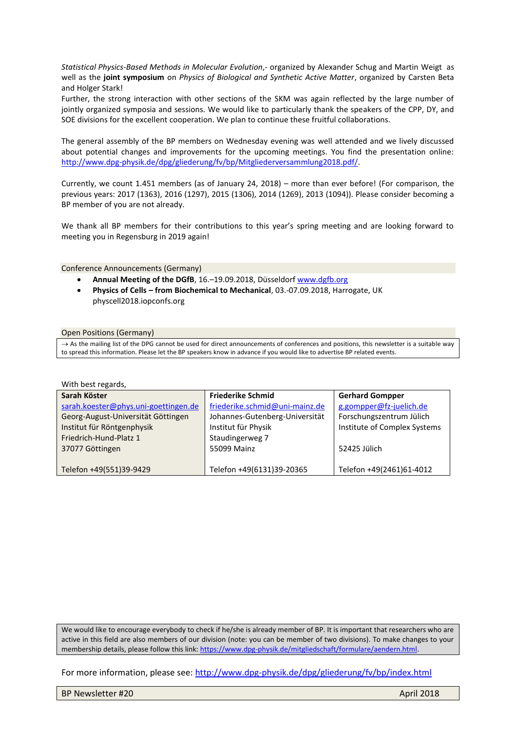*Statistical Physics-Based Methods in Molecular Evolution*,- organized by Alexander Schug and Martin Weigt as well as the **joint symposium** on *Physics of Biological and Synthetic Active Matter*, organized by Carsten Beta and Holger Stark!
Further, the strong interaction with other sections of the SKM was again reflected by the large number of jointly organized symposia and sessions. We would like to particularly thank the speakers of the CPP, DY, and SOE divisions for the excellent cooperation. We plan to continue these fruitful collaborations.

The general assembly of the BP members on Wednesday evening was well attended and we lively discussed about potential changes and improvements for the upcoming meetings. You find the presentation online: http://www.dpg-physik.de/dpg/gliederung/fv/bp/Mitgliederversammlung2018.pdf/.

Currently, we count 1.451 members (as of January 24, 2018) – more than ever before! (For comparison, the previous years: 2017 (1363), 2016 (1297), 2015 (1306), 2014 (1269), 2013 (1094)). Please consider becoming a BP member of you are not already.

We thank all BP members for their contributions to this year's spring meeting and are looking forward to meeting you in Regensburg in 2019 again!

## Conference Announcements (Germany)

- **Annual Meeting of the DGfB**, 16.–19.09.2018, Düsseldorf www.dgfb.org
- **Physics of Cells – from Biochemical to Mechanical**, 03.-07.09.2018, Harrogate, UK physcell2018.iopconfs.org

## Open Positions (Germany)

→ As the mailing list of the DPG cannot be used for direct announcements of conferences and positions, this newsletter is a suitable way to spread this information. Please let the BP speakers know in advance if you would like to advertise BP related events.

With best regards,

| | | |
|---|---|---|
| **Sarah Köster** | **Friederike Schmid** | **Gerhard Gompper** |
| sarah.koester@phys.uni-goettingen.de | friederike.schmid@uni-mainz.de | g.gompper@fz-juelich.de |
| Georg-August-Universität Göttingen | Johannes-Gutenberg-Universität | Forschungszentrum Jülich |
| Institut für Röntgenphysik | Institut für Physik | Institute of Complex Systems |
| Friedrich-Hund-Platz 1 | Staudingerweg 7 | |
| 37077 Göttingen | 55099 Mainz | 52425 Jülich |
| Telefon +49(551)39-9429 | Telefon +49(6131)39-20365 | Telefon +49(2461)61-4012 |

We would like to encourage everybody to check if he/she is already member of BP. It is important that researchers who are active in this field are also members of our division (note: you can be member of two divisions). To make changes to your membership details, please follow this link: https://www.dpg-physik.de/mitgliedschaft/formulare/aendern.html.

For more information, please see: http://www.dpg-physik.de/dpg/gliederung/fv/bp/index.html